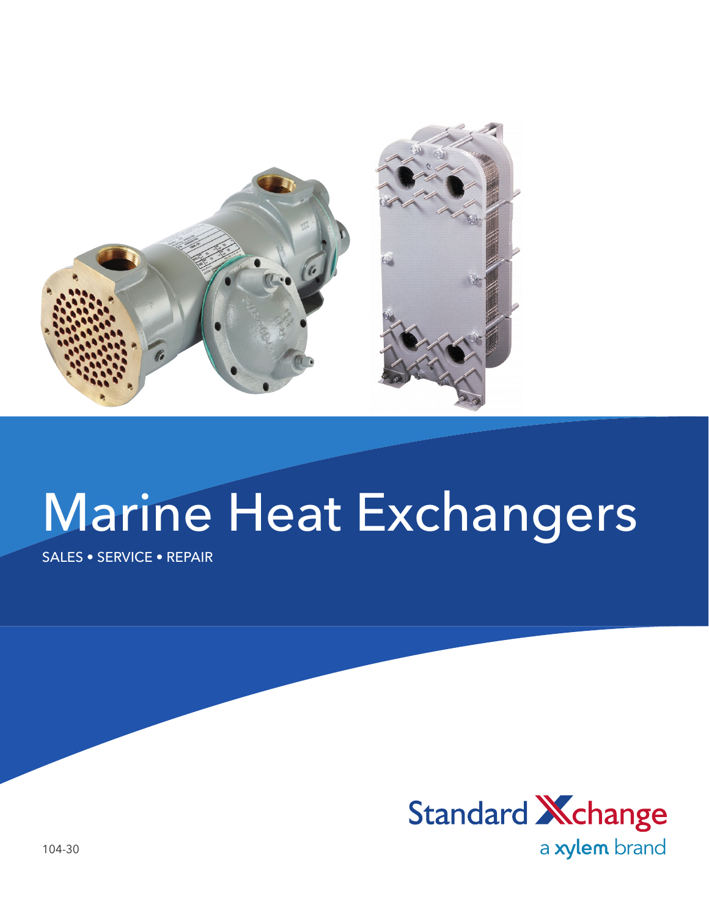# Marine Heat Exchangers

SALES • SERVICE • REPAIR

Standard Xchange

a xylem brand

104-30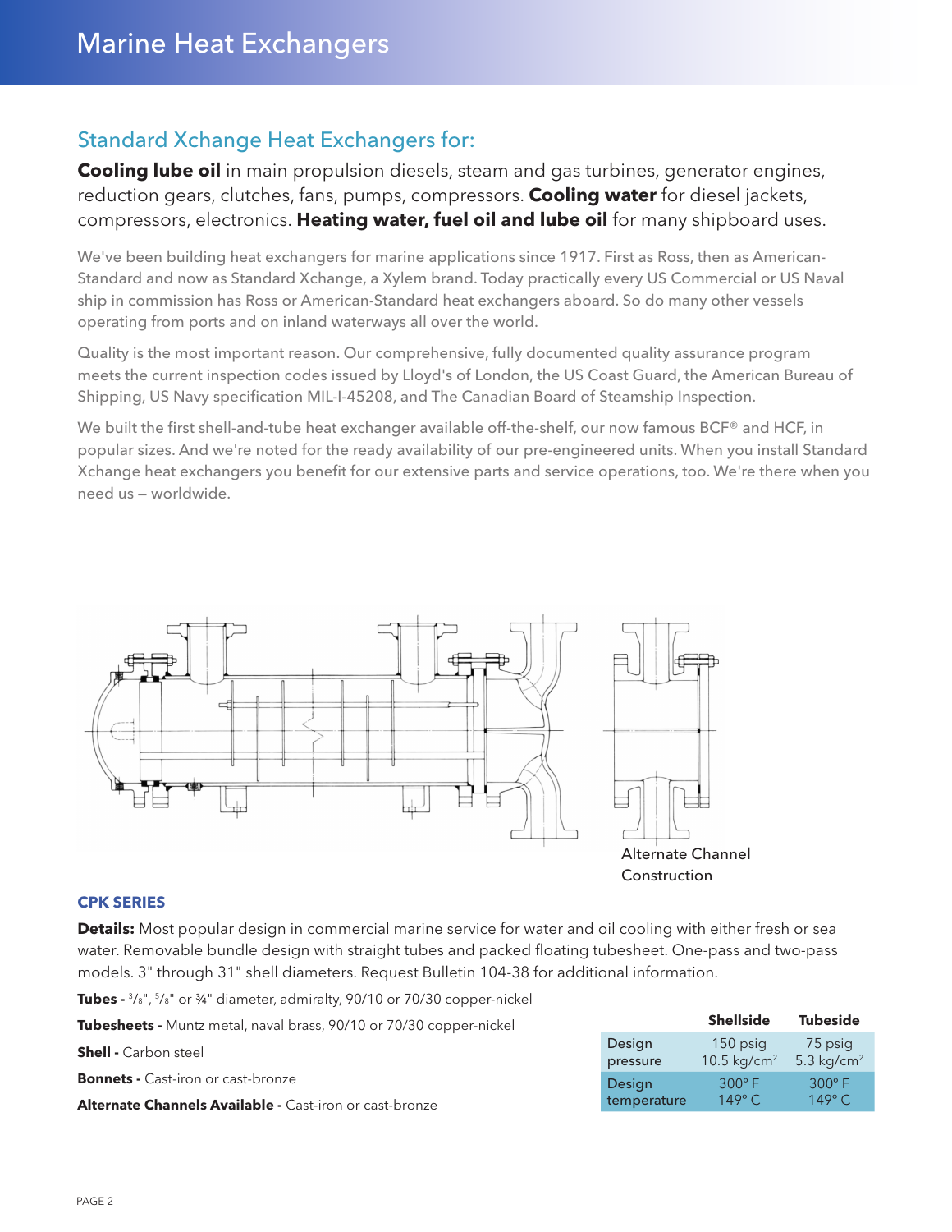# Marine Heat Exchangers

## Standard Xchange Heat Exchangers for:

**Cooling lube oil** in main propulsion diesels, steam and gas turbines, generator engines, reduction gears, clutches, fans, pumps, compressors. **Cooling water** for diesel jackets, compressors, electronics. **Heating water, fuel oil and lube oil** for many shipboard uses.

We've been building heat exchangers for marine applications since 1917. First as Ross, then as American-Standard and now as Standard Xchange, a Xylem brand. Today practically every US Commercial or US Naval ship in commission has Ross or American-Standard heat exchangers aboard. So do many other vessels operating from ports and on inland waterways all over the world.

Quality is the most important reason. Our comprehensive, fully documented quality assurance program meets the current inspection codes issued by Lloyd's of London, the US Coast Guard, the American Bureau of Shipping, US Navy specification MIL-I-45208, and The Canadian Board of Steamship Inspection.

We built the first shell-and-tube heat exchanger available off-the-shelf, our now famous BCF® and HCF, in popular sizes. And we're noted for the ready availability of our pre-engineered units. When you install Standard Xchange heat exchangers you benefit for our extensive parts and service operations, too. We're there when you need us – worldwide.

Alternate Channel Construction

### CPK SERIES

**Details:** Most popular design in commercial marine service for water and oil cooling with either fresh or sea water. Removable bundle design with straight tubes and packed floating tubesheet. One-pass and two-pass models. 3" through 31" shell diameters. Request Bulletin 104-38 for additional information.

**Tubes -** 3/8", 5/8" or ¾" diameter, admiralty, 90/10 or 70/30 copper-nickel

**Tubesheets -** Muntz metal, naval brass, 90/10 or 70/30 copper-nickel

**Shell -** Carbon steel

**Bonnets -** Cast-iron or cast-bronze

**Alternate Channels Available -** Cast-iron or cast-bronze

| | Shellside | Tubeside |
|---|---|---|
| Design pressure | 150 psig<br>10.5 kg/cm$^2$ | 75 psig<br>5.3 kg/cm$^2$ |
| Design temperature | 300° F<br>149° C | 300° F<br>149° C |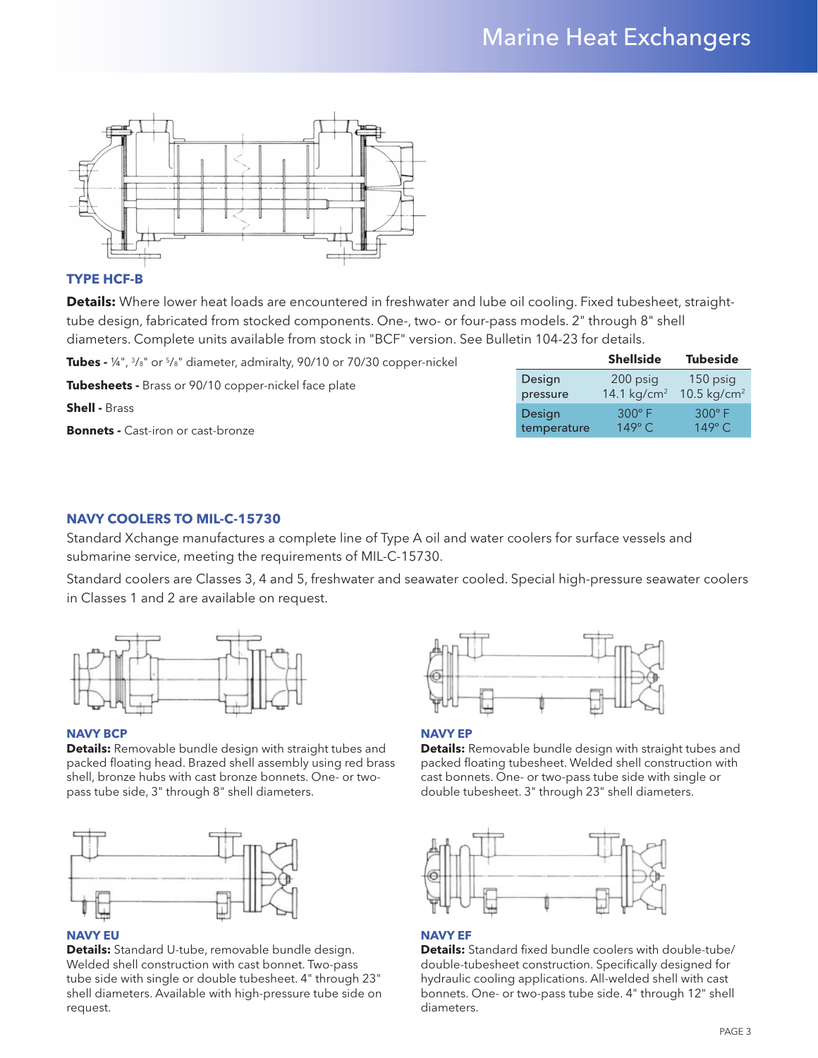## TYPE HCF-B

**Details:** Where lower heat loads are encountered in freshwater and lube oil cooling. Fixed tubesheet, straight-tube design, fabricated from stocked components. One-, two- or four-pass models. 2" through 8" shell diameters. Complete units available from stock in "BCF" version. See Bulletin 104-23 for details.

**Tubes -** ¼", ³/₈" or ⁵/₈" diameter, admiralty, 90/10 or 70/30 copper-nickel

**Tubesheets -** Brass or 90/10 copper-nickel face plate

**Shell -** Brass

**Bonnets -** Cast-iron or cast-bronze

| | Shellside | Tubeside |
|---|---|---|
| Design pressure | 200 psig<br>14.1 kg/cm$^2$ | 150 psig<br>10.5 kg/cm$^2$ |
| Design temperature | 300° F<br>149° C | 300° F<br>149° C |

## NAVY COOLERS TO MIL-C-15730

Standard Xchange manufactures a complete line of Type A oil and water coolers for surface vessels and submarine service, meeting the requirements of MIL-C-15730.

Standard coolers are Classes 3, 4 and 5, freshwater and seawater cooled. Special high-pressure seawater coolers in Classes 1 and 2 are available on request.

### NAVY BCP

**Details:** Removable bundle design with straight tubes and packed floating head. Brazed shell assembly using red brass shell, bronze hubs with cast bronze bonnets. One- or two-pass tube side, 3" through 8" shell diameters.

### NAVY EP

**Details:** Removable bundle design with straight tubes and packed floating tubesheet. Welded shell construction with cast bonnets. One- or two-pass tube side with single or double tubesheet. 3" through 23" shell diameters.

### NAVY EU

**Details:** Standard U-tube, removable bundle design. Welded shell construction with cast bonnet. Two-pass tube side with single or double tubesheet. 4" through 23" shell diameters. Available with high-pressure tube side on request.

### NAVY EF

**Details:** Standard fixed bundle coolers with double-tube/double-tubesheet construction. Specifically designed for hydraulic cooling applications. All-welded shell with cast bonnets. One- or two-pass tube side. 4" through 12" shell diameters.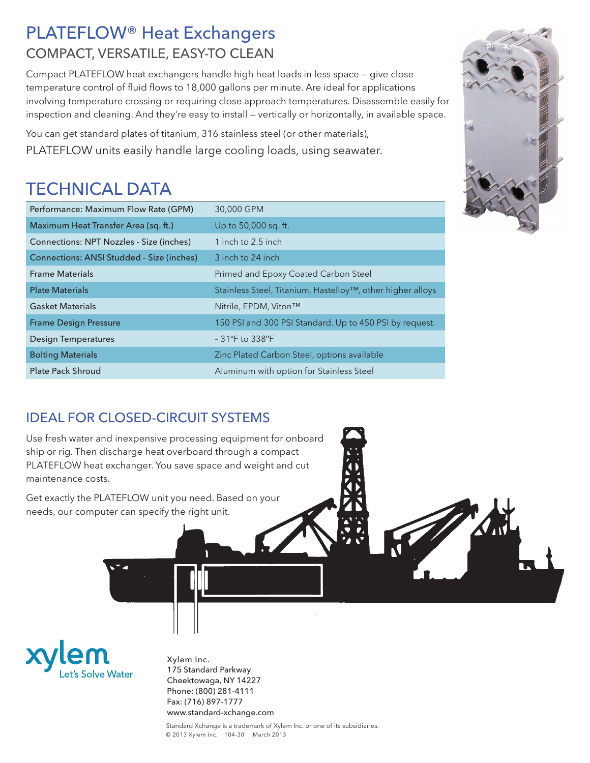# PLATEFLOW® Heat Exchangers

## COMPACT, VERSATILE, EASY-TO CLEAN

Compact PLATEFLOW heat exchangers handle high heat loads in less space – give close temperature control of fluid flows to 18,000 gallons per minute. Are ideal for applications involving temperature crossing or requiring close approach temperatures. Disassemble easily for inspection and cleaning. And they're easy to install – vertically or horizontally, in available space.

You can get standard plates of titanium, 316 stainless steel (or other materials), PLATEFLOW units easily handle large cooling loads, using seawater.

## TECHNICAL DATA

| | |
|---|---|
| Performance: Maximum Flow Rate (GPM) | 30,000 GPM |
| Maximum Heat Transfer Area (sq. ft.) | Up to 50,000 sq. ft. |
| Connections: NPT Nozzles - Size (inches) | 1 inch to 2.5 inch |
| Connections: ANSI Studded - Size (inches) | 3 inch to 24 inch |
| Frame Materials | Primed and Epoxy Coated Carbon Steel |
| Plate Materials | Stainless Steel, Titanium, Hastelloy™, other higher alloys |
| Gasket Materials | Nitrile, EPDM, Viton™ |
| Frame Design Pressure | 150 PSI and 300 PSI Standard. Up to 450 PSI by request. |
| Design Temperatures | – 31°F to 338°F |
| Bolting Materials | Zinc Plated Carbon Steel, options available |
| Plate Pack Shroud | Aluminum with option for Stainless Steel |

## IDEAL FOR CLOSED-CIRCUIT SYSTEMS

Use fresh water and inexpensive processing equipment for onboard ship or rig. Then discharge heat overboard through a compact PLATEFLOW heat exchanger. You save space and weight and cut maintenance costs.

Get exactly the PLATEFLOW unit you need. Based on your needs, our computer can specify the right unit.

xylem
Let's Solve Water

Xylem Inc.
175 Standard Parkway
Cheektowaga, NY 14227
Phone: (800) 281-4111
Fax: (716) 897-1777
www.standard-xchange.com

Standard Xchange is a trademark of Xylem Inc. or one of its subsidiaries.
© 2013 Xylem Inc. 104-30 March 2013